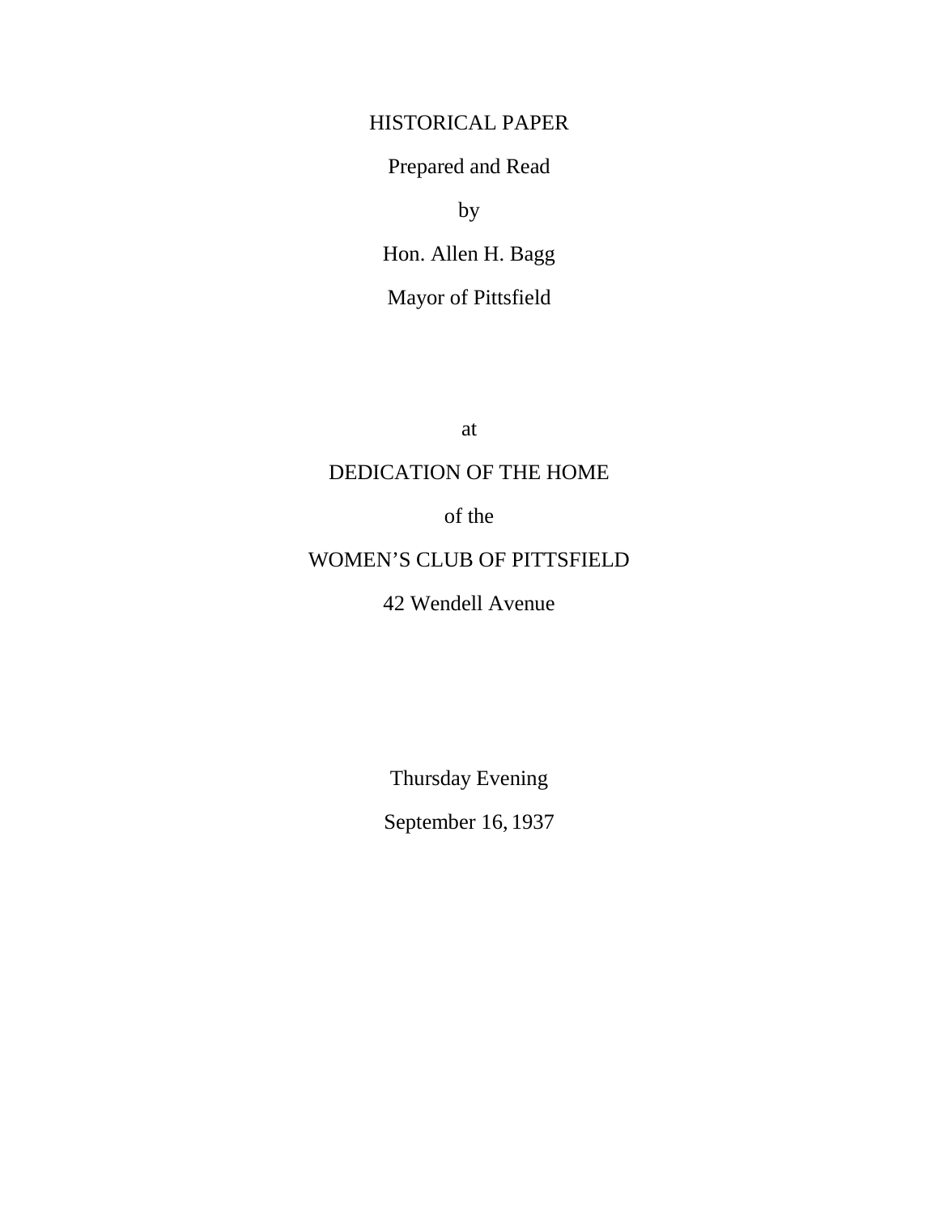# HISTORICAL PAPER

Prepared and Read

by

Hon. Allen H. Bagg

Mayor of Pittsfield

at

DEDICATION OF THE HOME

of the

WOMEN'S CLUB OF PITTSFIELD

42 Wendell Avenue

Thursday Evening

September 16, 1937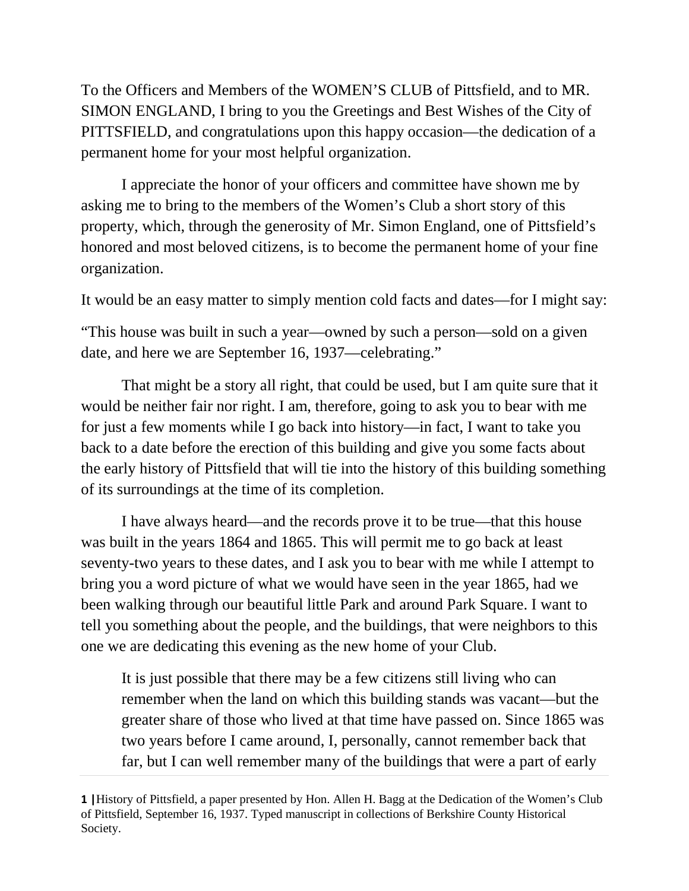To the Officers and Members of the WOMEN'S CLUB of Pittsfield, and to MR. SIMON ENGLAND, I bring to you the Greetings and Best Wishes of the City of PITTSFIELD, and congratulations upon this happy occasion—the dedication of a permanent home for your most helpful organization.

I appreciate the honor of your officers and committee have shown me by asking me to bring to the members of the Women's Club a short story of this property, which, through the generosity of Mr. Simon England, one of Pittsfield's honored and most beloved citizens, is to become the permanent home of your fine organization.

It would be an easy matter to simply mention cold facts and dates—for I might say:

"This house was built in such a year—owned by such a person—sold on a given date, and here we are September 16, 1937—celebrating."

That might be a story all right, that could be used, but I am quite sure that it would be neither fair nor right. I am, therefore, going to ask you to bear with me for just a few moments while I go back into history—in fact, I want to take you back to a date before the erection of this building and give you some facts about the early history of Pittsfield that will tie into the history of this building something of its surroundings at the time of its completion.

I have always heard—and the records prove it to be true—that this house was built in the years 1864 and 1865. This will permit me to go back at least seventy-two years to these dates, and I ask you to bear with me while I attempt to bring you a word picture of what we would have seen in the year 1865, had we been walking through our beautiful little Park and around Park Square. I want to tell you something about the people, and the buildings, that were neighbors to this one we are dedicating this evening as the new home of your Club.

> It is just possible that there may be a few citizens still living who can remember when the land on which this building stands was vacant—but the greater share of those who lived at that time have passed on. Since 1865 was two years before I came around, I, personally, cannot remember back that far, but I can well remember many of the buildings that were a part of early

**1 |** History of Pittsfield, a paper presented by Hon. Allen H. Bagg at the Dedication of the Women's Club of Pittsfield, September 16, 1937. Typed manuscript in collections of Berkshire County Historical Society.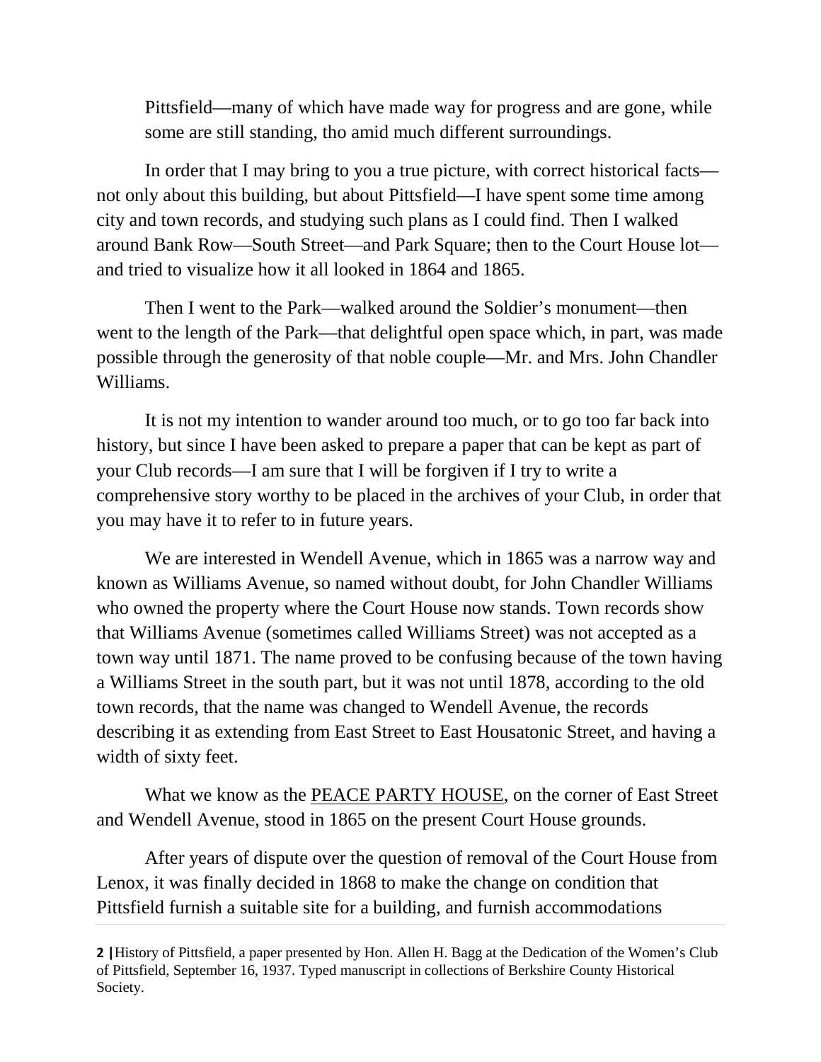Pittsfield—many of which have made way for progress and are gone, while some are still standing, tho amid much different surroundings.

In order that I may bring to you a true picture, with correct historical facts—not only about this building, but about Pittsfield—I have spent some time among city and town records, and studying such plans as I could find. Then I walked around Bank Row—South Street—and Park Square; then to the Court House lot—and tried to visualize how it all looked in 1864 and 1865.

Then I went to the Park—walked around the Soldier's monument—then went to the length of the Park—that delightful open space which, in part, was made possible through the generosity of that noble couple—Mr. and Mrs. John Chandler Williams.

It is not my intention to wander around too much, or to go too far back into history, but since I have been asked to prepare a paper that can be kept as part of your Club records—I am sure that I will be forgiven if I try to write a comprehensive story worthy to be placed in the archives of your Club, in order that you may have it to refer to in future years.

We are interested in Wendell Avenue, which in 1865 was a narrow way and known as Williams Avenue, so named without doubt, for John Chandler Williams who owned the property where the Court House now stands. Town records show that Williams Avenue (sometimes called Williams Street) was not accepted as a town way until 1871. The name proved to be confusing because of the town having a Williams Street in the south part, but it was not until 1878, according to the old town records, that the name was changed to Wendell Avenue, the records describing it as extending from East Street to East Housatonic Street, and having a width of sixty feet.

What we know as the <u>PEACE PARTY HOUSE</u>, on the corner of East Street and Wendell Avenue, stood in 1865 on the present Court House grounds.

After years of dispute over the question of removal of the Court House from Lenox, it was finally decided in 1868 to make the change on condition that Pittsfield furnish a suitable site for a building, and furnish accommodations

**2 |** History of Pittsfield, a paper presented by Hon. Allen H. Bagg at the Dedication of the Women's Club of Pittsfield, September 16, 1937. Typed manuscript in collections of Berkshire County Historical Society.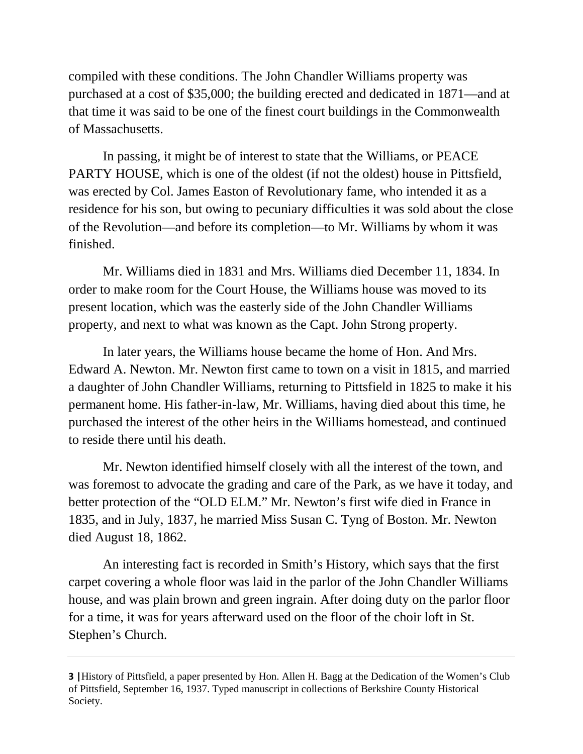compiled with these conditions. The John Chandler Williams property was purchased at a cost of $35,000; the building erected and dedicated in 1871—and at that time it was said to be one of the finest court buildings in the Commonwealth of Massachusetts.

In passing, it might be of interest to state that the Williams, or PEACE PARTY HOUSE, which is one of the oldest (if not the oldest) house in Pittsfield, was erected by Col. James Easton of Revolutionary fame, who intended it as a residence for his son, but owing to pecuniary difficulties it was sold about the close of the Revolution—and before its completion—to Mr. Williams by whom it was finished.

Mr. Williams died in 1831 and Mrs. Williams died December 11, 1834. In order to make room for the Court House, the Williams house was moved to its present location, which was the easterly side of the John Chandler Williams property, and next to what was known as the Capt. John Strong property.

In later years, the Williams house became the home of Hon. And Mrs. Edward A. Newton. Mr. Newton first came to town on a visit in 1815, and married a daughter of John Chandler Williams, returning to Pittsfield in 1825 to make it his permanent home. His father-in-law, Mr. Williams, having died about this time, he purchased the interest of the other heirs in the Williams homestead, and continued to reside there until his death.

Mr. Newton identified himself closely with all the interest of the town, and was foremost to advocate the grading and care of the Park, as we have it today, and better protection of the "OLD ELM." Mr. Newton's first wife died in France in 1835, and in July, 1837, he married Miss Susan C. Tyng of Boston. Mr. Newton died August 18, 1862.

An interesting fact is recorded in Smith's History, which says that the first carpet covering a whole floor was laid in the parlor of the John Chandler Williams house, and was plain brown and green ingrain. After doing duty on the parlor floor for a time, it was for years afterward used on the floor of the choir loft in St. Stephen's Church.

---

**3 |** History of Pittsfield, a paper presented by Hon. Allen H. Bagg at the Dedication of the Women's Club of Pittsfield, September 16, 1937. Typed manuscript in collections of Berkshire County Historical Society.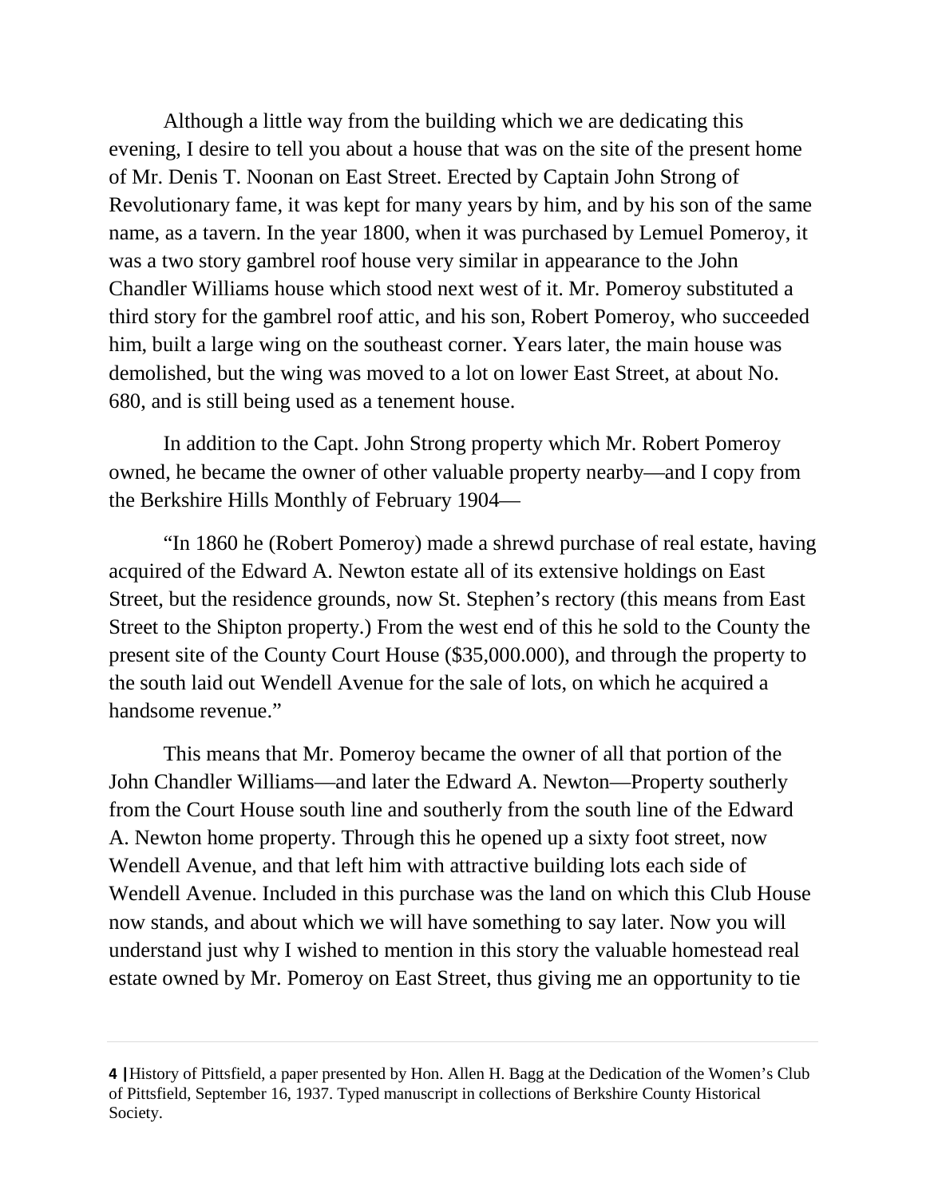Although a little way from the building which we are dedicating this evening, I desire to tell you about a house that was on the site of the present home of Mr. Denis T. Noonan on East Street. Erected by Captain John Strong of Revolutionary fame, it was kept for many years by him, and by his son of the same name, as a tavern. In the year 1800, when it was purchased by Lemuel Pomeroy, it was a two story gambrel roof house very similar in appearance to the John Chandler Williams house which stood next west of it. Mr. Pomeroy substituted a third story for the gambrel roof attic, and his son, Robert Pomeroy, who succeeded him, built a large wing on the southeast corner. Years later, the main house was demolished, but the wing was moved to a lot on lower East Street, at about No. 680, and is still being used as a tenement house.

In addition to the Capt. John Strong property which Mr. Robert Pomeroy owned, he became the owner of other valuable property nearby—and I copy from the Berkshire Hills Monthly of February 1904—

"In 1860 he (Robert Pomeroy) made a shrewd purchase of real estate, having acquired of the Edward A. Newton estate all of its extensive holdings on East Street, but the residence grounds, now St. Stephen's rectory (this means from East Street to the Shipton property.) From the west end of this he sold to the County the present site of the County Court House ($35,000.000), and through the property to the south laid out Wendell Avenue for the sale of lots, on which he acquired a handsome revenue."

This means that Mr. Pomeroy became the owner of all that portion of the John Chandler Williams—and later the Edward A. Newton—Property southerly from the Court House south line and southerly from the south line of the Edward A. Newton home property. Through this he opened up a sixty foot street, now Wendell Avenue, and that left him with attractive building lots each side of Wendell Avenue. Included in this purchase was the land on which this Club House now stands, and about which we will have something to say later. Now you will understand just why I wished to mention in this story the valuable homestead real estate owned by Mr. Pomeroy on East Street, thus giving me an opportunity to tie

History of Pittsfield, a paper presented by Hon. Allen H. Bagg at the Dedication of the Women's Club of Pittsfield, September 16, 1937. Typed manuscript in collections of Berkshire County Historical Society.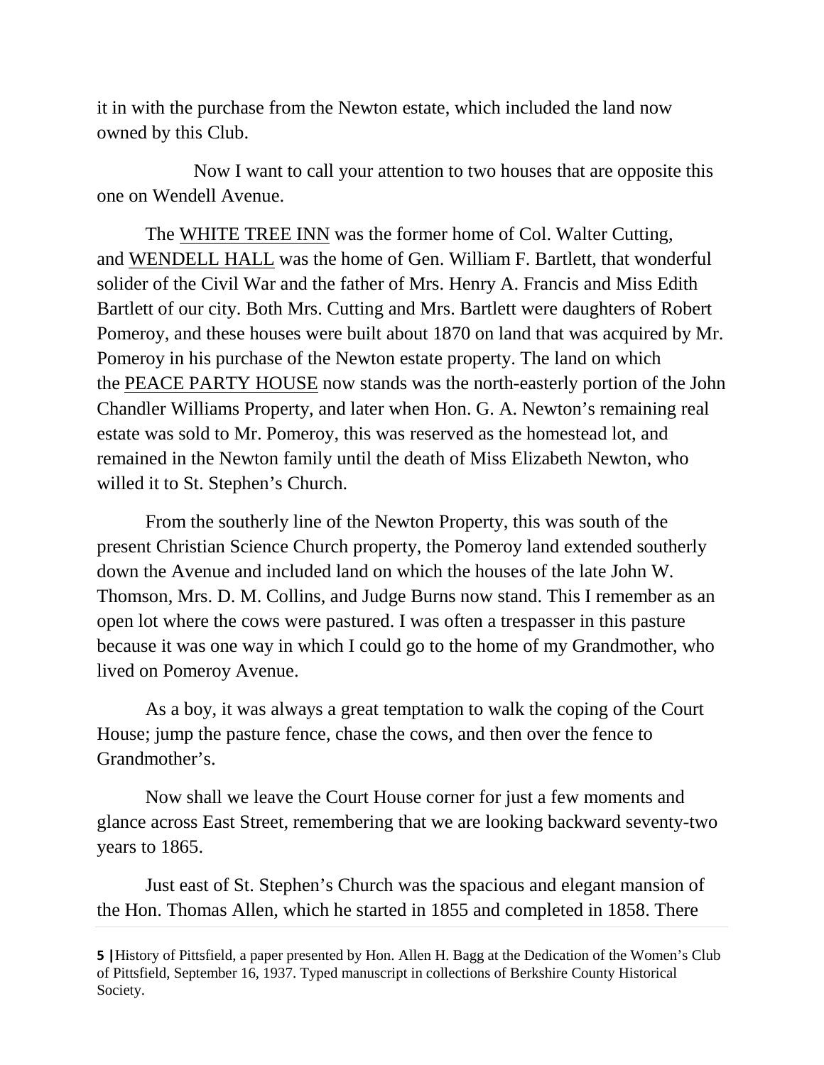it in with the purchase from the Newton estate, which included the land now owned by this Club.

Now I want to call your attention to two houses that are opposite this one on Wendell Avenue.

The <u>WHITE TREE INN</u> was the former home of Col. Walter Cutting, and <u>WENDELL HALL</u> was the home of Gen. William F. Bartlett, that wonderful solider of the Civil War and the father of Mrs. Henry A. Francis and Miss Edith Bartlett of our city. Both Mrs. Cutting and Mrs. Bartlett were daughters of Robert Pomeroy, and these houses were built about 1870 on land that was acquired by Mr. Pomeroy in his purchase of the Newton estate property. The land on which the <u>PEACE PARTY HOUSE</u> now stands was the north-easterly portion of the John Chandler Williams Property, and later when Hon. G. A. Newton's remaining real estate was sold to Mr. Pomeroy, this was reserved as the homestead lot, and remained in the Newton family until the death of Miss Elizabeth Newton, who willed it to St. Stephen's Church.

From the southerly line of the Newton Property, this was south of the present Christian Science Church property, the Pomeroy land extended southerly down the Avenue and included land on which the houses of the late John W. Thomson, Mrs. D. M. Collins, and Judge Burns now stand. This I remember as an open lot where the cows were pastured. I was often a trespasser in this pasture because it was one way in which I could go to the home of my Grandmother, who lived on Pomeroy Avenue.

As a boy, it was always a great temptation to walk the coping of the Court House; jump the pasture fence, chase the cows, and then over the fence to Grandmother's.

Now shall we leave the Court House corner for just a few moments and glance across East Street, remembering that we are looking backward seventy-two years to 1865.

Just east of St. Stephen's Church was the spacious and elegant mansion of the Hon. Thomas Allen, which he started in 1855 and completed in 1858. There

**5 |** History of Pittsfield, a paper presented by Hon. Allen H. Bagg at the Dedication of the Women's Club of Pittsfield, September 16, 1937. Typed manuscript in collections of Berkshire County Historical Society.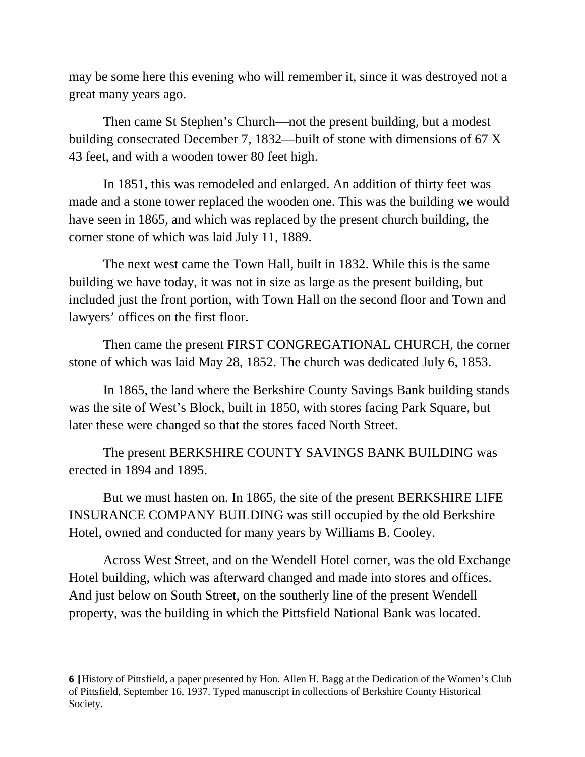may be some here this evening who will remember it, since it was destroyed not a great many years ago.

Then came St Stephen's Church—not the present building, but a modest building consecrated December 7, 1832—built of stone with dimensions of 67 X 43 feet, and with a wooden tower 80 feet high.

In 1851, this was remodeled and enlarged. An addition of thirty feet was made and a stone tower replaced the wooden one. This was the building we would have seen in 1865, and which was replaced by the present church building, the corner stone of which was laid July 11, 1889.

The next west came the Town Hall, built in 1832. While this is the same building we have today, it was not in size as large as the present building, but included just the front portion, with Town Hall on the second floor and Town and lawyers' offices on the first floor.

Then came the present FIRST CONGREGATIONAL CHURCH, the corner stone of which was laid May 28, 1852. The church was dedicated July 6, 1853.

In 1865, the land where the Berkshire County Savings Bank building stands was the site of West's Block, built in 1850, with stores facing Park Square, but later these were changed so that the stores faced North Street.

The present BERKSHIRE COUNTY SAVINGS BANK BUILDING was erected in 1894 and 1895.

But we must hasten on. In 1865, the site of the present BERKSHIRE LIFE INSURANCE COMPANY BUILDING was still occupied by the old Berkshire Hotel, owned and conducted for many years by Williams B. Cooley.

Across West Street, and on the Wendell Hotel corner, was the old Exchange Hotel building, which was afterward changed and made into stores and offices. And just below on South Street, on the southerly line of the present Wendell property, was the building in which the Pittsfield National Bank was located.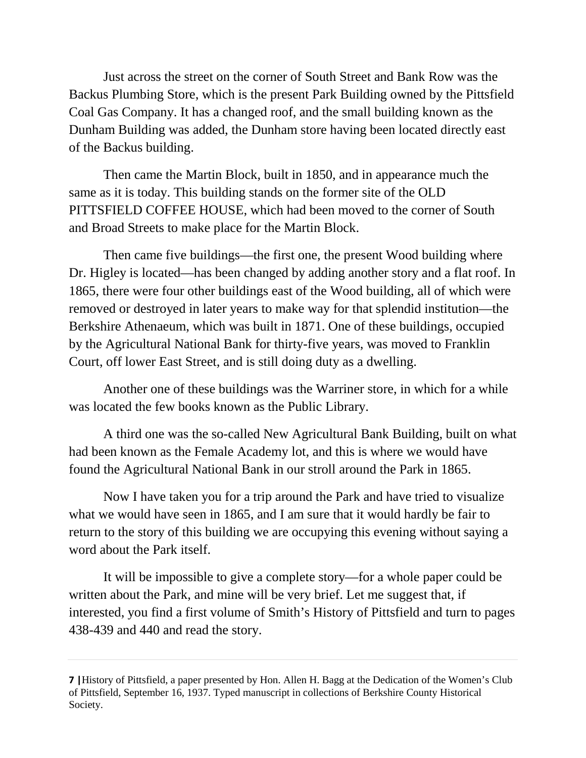Just across the street on the corner of South Street and Bank Row was the Backus Plumbing Store, which is the present Park Building owned by the Pittsfield Coal Gas Company. It has a changed roof, and the small building known as the Dunham Building was added, the Dunham store having been located directly east of the Backus building.

Then came the Martin Block, built in 1850, and in appearance much the same as it is today. This building stands on the former site of the OLD PITTSFIELD COFFEE HOUSE, which had been moved to the corner of South and Broad Streets to make place for the Martin Block.

Then came five buildings—the first one, the present Wood building where Dr. Higley is located—has been changed by adding another story and a flat roof. In 1865, there were four other buildings east of the Wood building, all of which were removed or destroyed in later years to make way for that splendid institution—the Berkshire Athenaeum, which was built in 1871. One of these buildings, occupied by the Agricultural National Bank for thirty-five years, was moved to Franklin Court, off lower East Street, and is still doing duty as a dwelling.

Another one of these buildings was the Warriner store, in which for a while was located the few books known as the Public Library.

A third one was the so-called New Agricultural Bank Building, built on what had been known as the Female Academy lot, and this is where we would have found the Agricultural National Bank in our stroll around the Park in 1865.

Now I have taken you for a trip around the Park and have tried to visualize what we would have seen in 1865, and I am sure that it would hardly be fair to return to the story of this building we are occupying this evening without saying a word about the Park itself.

It will be impossible to give a complete story—for a whole paper could be written about the Park, and mine will be very brief. Let me suggest that, if interested, you find a first volume of Smith's History of Pittsfield and turn to pages 438-439 and 440 and read the story.

**7 |** History of Pittsfield, a paper presented by Hon. Allen H. Bagg at the Dedication of the Women's Club of Pittsfield, September 16, 1937. Typed manuscript in collections of Berkshire County Historical Society.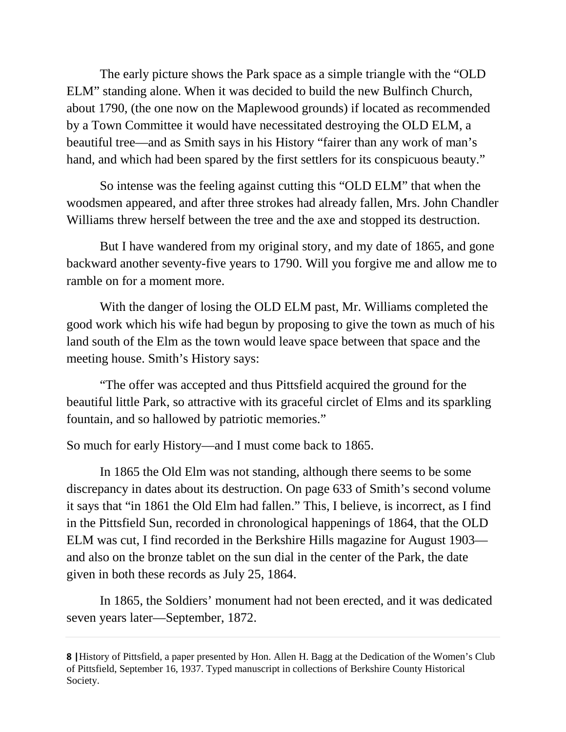The early picture shows the Park space as a simple triangle with the "OLD ELM" standing alone. When it was decided to build the new Bulfinch Church, about 1790, (the one now on the Maplewood grounds) if located as recommended by a Town Committee it would have necessitated destroying the OLD ELM, a beautiful tree—and as Smith says in his History "fairer than any work of man's hand, and which had been spared by the first settlers for its conspicuous beauty."

So intense was the feeling against cutting this "OLD ELM" that when the woodsmen appeared, and after three strokes had already fallen, Mrs. John Chandler Williams threw herself between the tree and the axe and stopped its destruction.

But I have wandered from my original story, and my date of 1865, and gone backward another seventy-five years to 1790. Will you forgive me and allow me to ramble on for a moment more.

With the danger of losing the OLD ELM past, Mr. Williams completed the good work which his wife had begun by proposing to give the town as much of his land south of the Elm as the town would leave space between that space and the meeting house. Smith's History says:

"The offer was accepted and thus Pittsfield acquired the ground for the beautiful little Park, so attractive with its graceful circlet of Elms and its sparkling fountain, and so hallowed by patriotic memories."

So much for early History—and I must come back to 1865.

In 1865 the Old Elm was not standing, although there seems to be some discrepancy in dates about its destruction. On page 633 of Smith's second volume it says that "in 1861 the Old Elm had fallen." This, I believe, is incorrect, as I find in the Pittsfield Sun, recorded in chronological happenings of 1864, that the OLD ELM was cut, I find recorded in the Berkshire Hills magazine for August 1903—and also on the bronze tablet on the sun dial in the center of the Park, the date given in both these records as July 25, 1864.

In 1865, the Soldiers' monument had not been erected, and it was dedicated seven years later—September, 1872.

---

**8 |** History of Pittsfield, a paper presented by Hon. Allen H. Bagg at the Dedication of the Women's Club of Pittsfield, September 16, 1937. Typed manuscript in collections of Berkshire County Historical Society.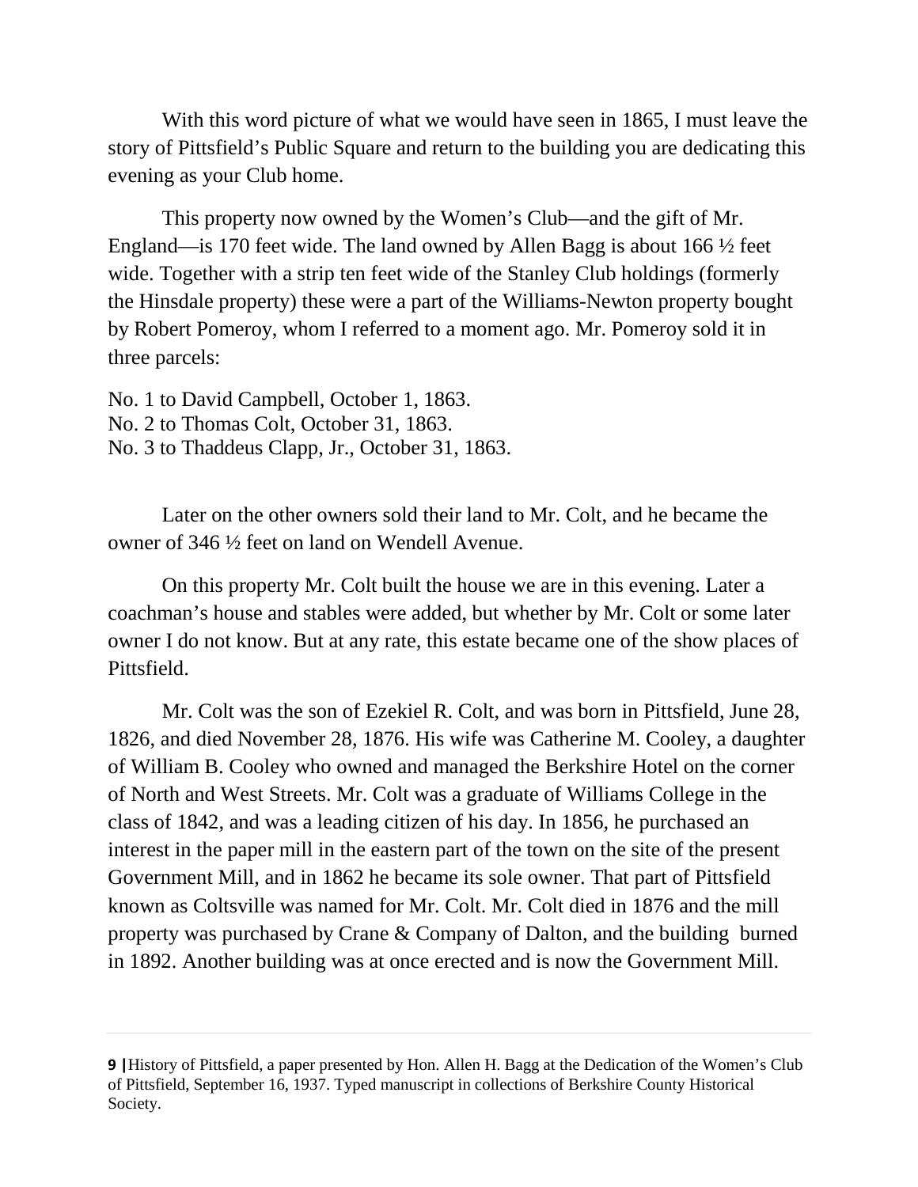With this word picture of what we would have seen in 1865, I must leave the story of Pittsfield's Public Square and return to the building you are dedicating this evening as your Club home.

This property now owned by the Women's Club—and the gift of Mr. England—is 170 feet wide. The land owned by Allen Bagg is about 166 ½ feet wide. Together with a strip ten feet wide of the Stanley Club holdings (formerly the Hinsdale property) these were a part of the Williams-Newton property bought by Robert Pomeroy, whom I referred to a moment ago. Mr. Pomeroy sold it in three parcels:

No. 1 to David Campbell, October 1, 1863.
No. 2 to Thomas Colt, October 31, 1863.
No. 3 to Thaddeus Clapp, Jr., October 31, 1863.

Later on the other owners sold their land to Mr. Colt, and he became the owner of 346 ½ feet on land on Wendell Avenue.

On this property Mr. Colt built the house we are in this evening. Later a coachman's house and stables were added, but whether by Mr. Colt or some later owner I do not know. But at any rate, this estate became one of the show places of Pittsfield.

Mr. Colt was the son of Ezekiel R. Colt, and was born in Pittsfield, June 28, 1826, and died November 28, 1876. His wife was Catherine M. Cooley, a daughter of William B. Cooley who owned and managed the Berkshire Hotel on the corner of North and West Streets. Mr. Colt was a graduate of Williams College in the class of 1842, and was a leading citizen of his day. In 1856, he purchased an interest in the paper mill in the eastern part of the town on the site of the present Government Mill, and in 1862 he became its sole owner. That part of Pittsfield known as Coltsville was named for Mr. Colt. Mr. Colt died in 1876 and the mill property was purchased by Crane & Company of Dalton, and the building burned in 1892. Another building was at once erected and is now the Government Mill.

History of Pittsfield, a paper presented by Hon. Allen H. Bagg at the Dedication of the Women's Club of Pittsfield, September 16, 1937. Typed manuscript in collections of Berkshire County Historical Society.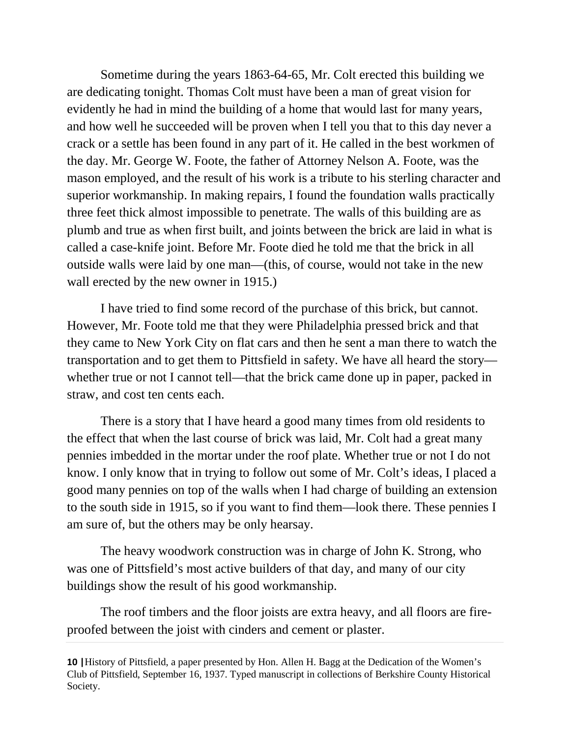Sometime during the years 1863-64-65, Mr. Colt erected this building we are dedicating tonight. Thomas Colt must have been a man of great vision for evidently he had in mind the building of a home that would last for many years, and how well he succeeded will be proven when I tell you that to this day never a crack or a settle has been found in any part of it. He called in the best workmen of the day. Mr. George W. Foote, the father of Attorney Nelson A. Foote, was the mason employed, and the result of his work is a tribute to his sterling character and superior workmanship. In making repairs, I found the foundation walls practically three feet thick almost impossible to penetrate. The walls of this building are as plumb and true as when first built, and joints between the brick are laid in what is called a case-knife joint. Before Mr. Foote died he told me that the brick in all outside walls were laid by one man—(this, of course, would not take in the new wall erected by the new owner in 1915.)

I have tried to find some record of the purchase of this brick, but cannot. However, Mr. Foote told me that they were Philadelphia pressed brick and that they came to New York City on flat cars and then he sent a man there to watch the transportation and to get them to Pittsfield in safety. We have all heard the story—whether true or not I cannot tell—that the brick came done up in paper, packed in straw, and cost ten cents each.

There is a story that I have heard a good many times from old residents to the effect that when the last course of brick was laid, Mr. Colt had a great many pennies imbedded in the mortar under the roof plate. Whether true or not I do not know. I only know that in trying to follow out some of Mr. Colt's ideas, I placed a good many pennies on top of the walls when I had charge of building an extension to the south side in 1915, so if you want to find them—look there. These pennies I am sure of, but the others may be only hearsay.

The heavy woodwork construction was in charge of John K. Strong, who was one of Pittsfield's most active builders of that day, and many of our city buildings show the result of his good workmanship.

The roof timbers and the floor joists are extra heavy, and all floors are fire-proofed between the joist with cinders and cement or plaster.

---

**10 |** History of Pittsfield, a paper presented by Hon. Allen H. Bagg at the Dedication of the Women's Club of Pittsfield, September 16, 1937. Typed manuscript in collections of Berkshire County Historical Society.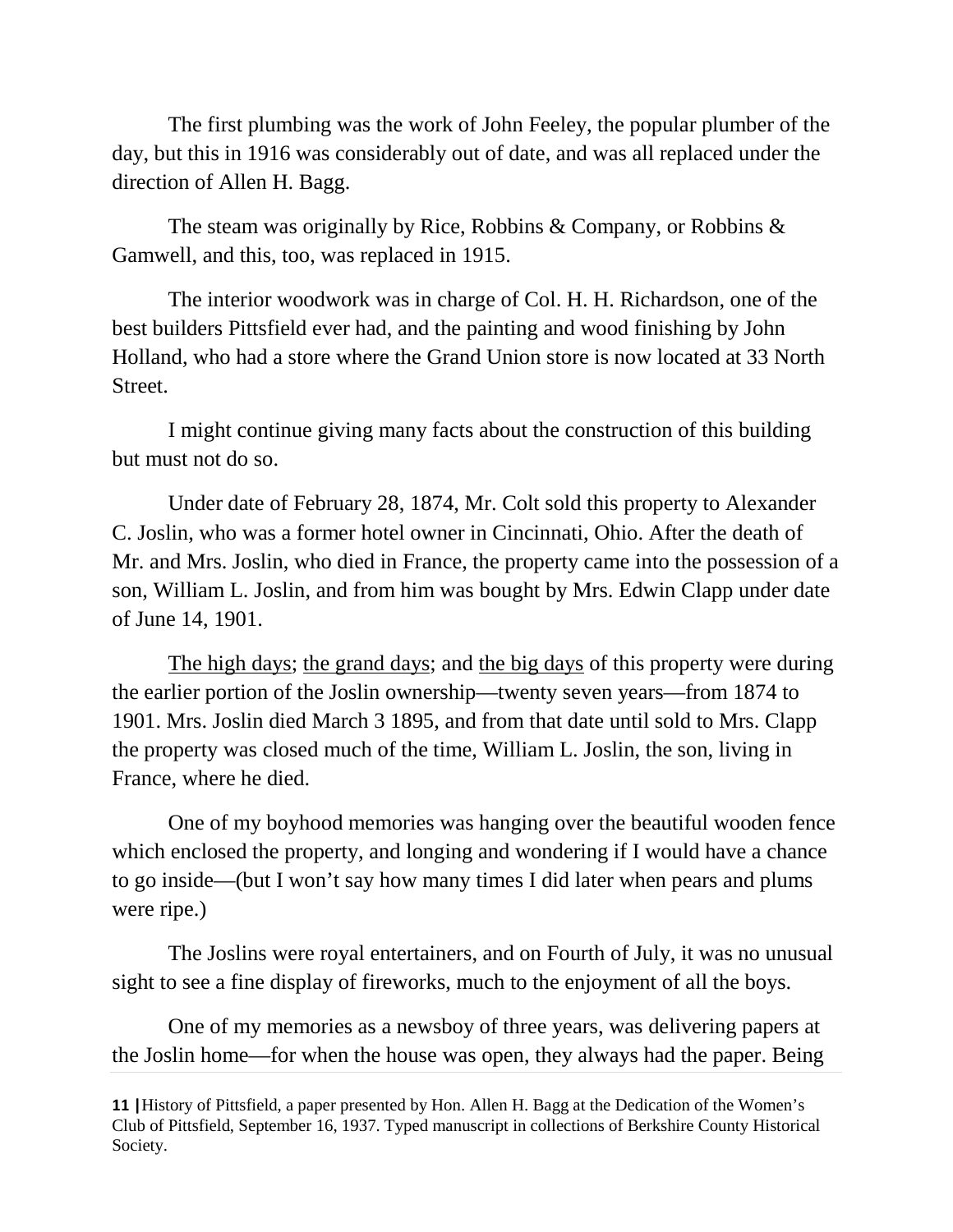The first plumbing was the work of John Feeley, the popular plumber of the day, but this in 1916 was considerably out of date, and was all replaced under the direction of Allen H. Bagg.

The steam was originally by Rice, Robbins & Company, or Robbins & Gamwell, and this, too, was replaced in 1915.

The interior woodwork was in charge of Col. H. H. Richardson, one of the best builders Pittsfield ever had, and the painting and wood finishing by John Holland, who had a store where the Grand Union store is now located at 33 North Street.

I might continue giving many facts about the construction of this building but must not do so.

Under date of February 28, 1874, Mr. Colt sold this property to Alexander C. Joslin, who was a former hotel owner in Cincinnati, Ohio. After the death of Mr. and Mrs. Joslin, who died in France, the property came into the possession of a son, William L. Joslin, and from him was bought by Mrs. Edwin Clapp under date of June 14, 1901.

<u>The high days</u>; <u>the grand days</u>; and <u>the big days</u> of this property were during the earlier portion of the Joslin ownership—twenty seven years—from 1874 to 1901. Mrs. Joslin died March 3 1895, and from that date until sold to Mrs. Clapp the property was closed much of the time, William L. Joslin, the son, living in France, where he died.

One of my boyhood memories was hanging over the beautiful wooden fence which enclosed the property, and longing and wondering if I would have a chance to go inside—(but I won't say how many times I did later when pears and plums were ripe.)

The Joslins were royal entertainers, and on Fourth of July, it was no unusual sight to see a fine display of fireworks, much to the enjoyment of all the boys.

One of my memories as a newsboy of three years, was delivering papers at the Joslin home—for when the house was open, they always had the paper. Being

**11 |** History of Pittsfield, a paper presented by Hon. Allen H. Bagg at the Dedication of the Women's Club of Pittsfield, September 16, 1937. Typed manuscript in collections of Berkshire County Historical Society.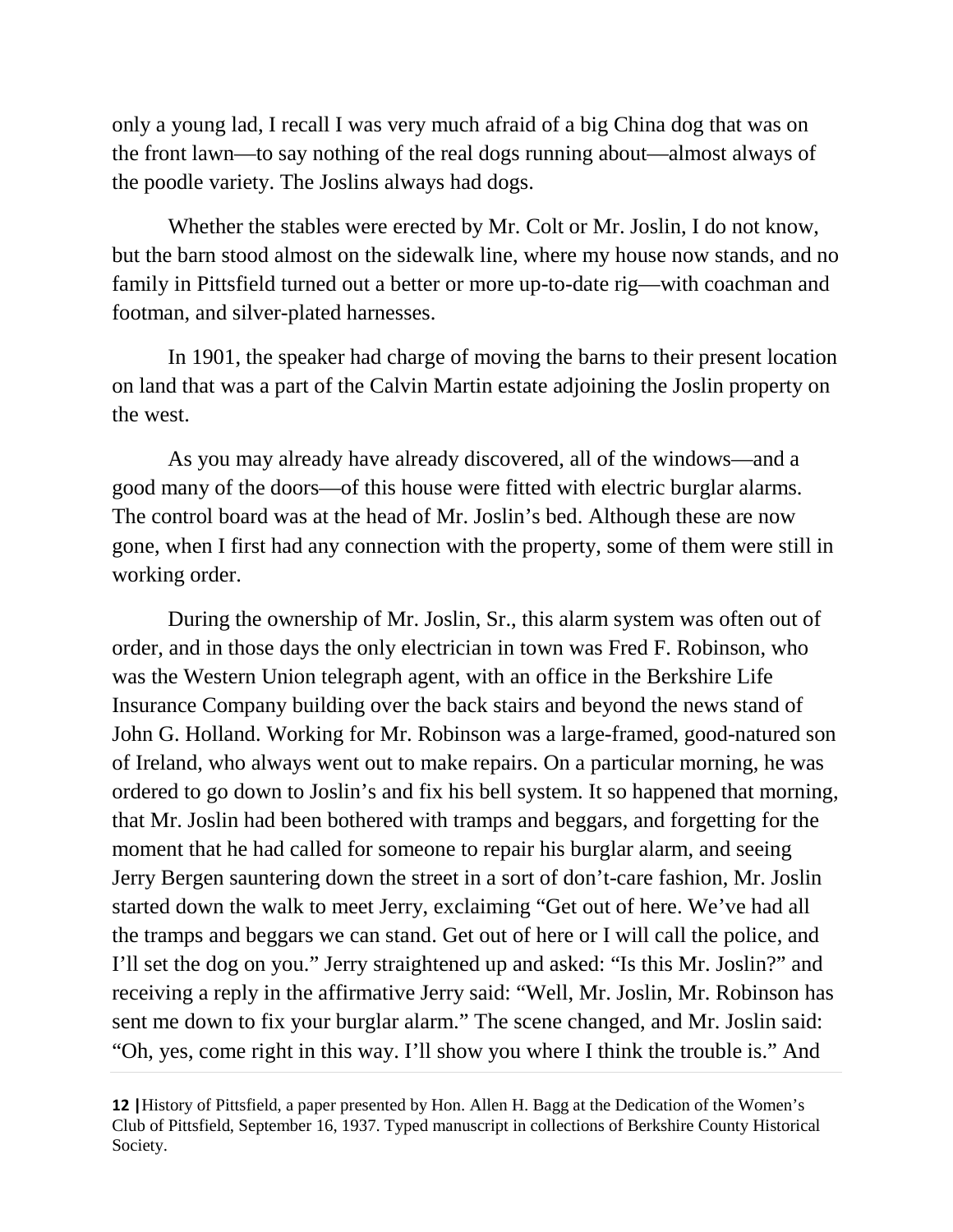only a young lad, I recall I was very much afraid of a big China dog that was on the front lawn—to say nothing of the real dogs running about—almost always of the poodle variety. The Joslins always had dogs.

Whether the stables were erected by Mr. Colt or Mr. Joslin, I do not know, but the barn stood almost on the sidewalk line, where my house now stands, and no family in Pittsfield turned out a better or more up-to-date rig—with coachman and footman, and silver-plated harnesses.

In 1901, the speaker had charge of moving the barns to their present location on land that was a part of the Calvin Martin estate adjoining the Joslin property on the west.

As you may already have already discovered, all of the windows—and a good many of the doors—of this house were fitted with electric burglar alarms. The control board was at the head of Mr. Joslin's bed. Although these are now gone, when I first had any connection with the property, some of them were still in working order.

During the ownership of Mr. Joslin, Sr., this alarm system was often out of order, and in those days the only electrician in town was Fred F. Robinson, who was the Western Union telegraph agent, with an office in the Berkshire Life Insurance Company building over the back stairs and beyond the news stand of John G. Holland. Working for Mr. Robinson was a large-framed, good-natured son of Ireland, who always went out to make repairs. On a particular morning, he was ordered to go down to Joslin's and fix his bell system. It so happened that morning, that Mr. Joslin had been bothered with tramps and beggars, and forgetting for the moment that he had called for someone to repair his burglar alarm, and seeing Jerry Bergen sauntering down the street in a sort of don't-care fashion, Mr. Joslin started down the walk to meet Jerry, exclaiming "Get out of here. We've had all the tramps and beggars we can stand. Get out of here or I will call the police, and I'll set the dog on you." Jerry straightened up and asked: "Is this Mr. Joslin?" and receiving a reply in the affirmative Jerry said: "Well, Mr. Joslin, Mr. Robinson has sent me down to fix your burglar alarm." The scene changed, and Mr. Joslin said: "Oh, yes, come right in this way. I'll show you where I think the trouble is." And

History of Pittsfield, a paper presented by Hon. Allen H. Bagg at the Dedication of the Women's Club of Pittsfield, September 16, 1937. Typed manuscript in collections of Berkshire County Historical Society.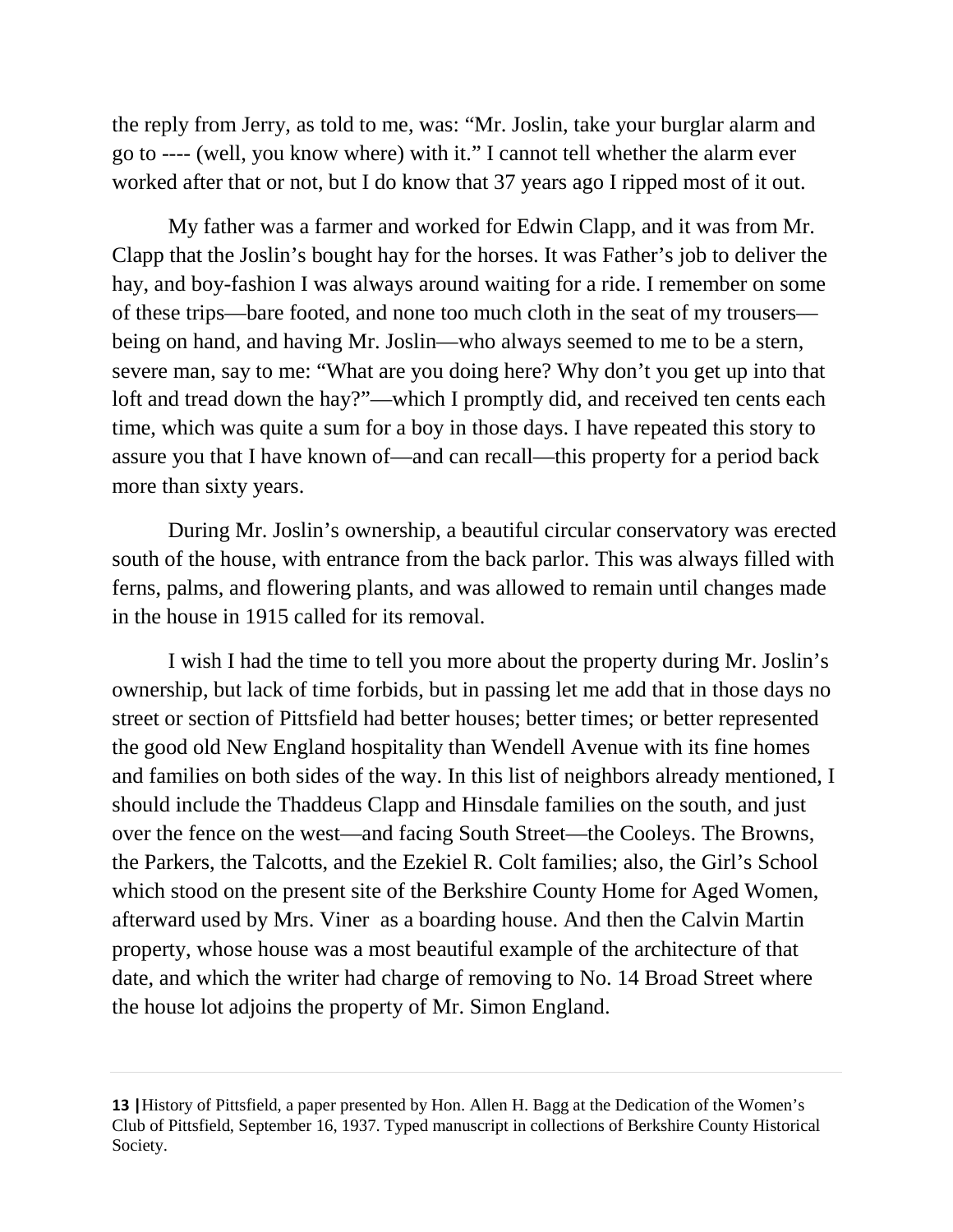the reply from Jerry, as told to me, was: "Mr. Joslin, take your burglar alarm and go to ---- (well, you know where) with it." I cannot tell whether the alarm ever worked after that or not, but I do know that 37 years ago I ripped most of it out.

My father was a farmer and worked for Edwin Clapp, and it was from Mr. Clapp that the Joslin's bought hay for the horses. It was Father's job to deliver the hay, and boy-fashion I was always around waiting for a ride. I remember on some of these trips—bare footed, and none too much cloth in the seat of my trousers—being on hand, and having Mr. Joslin—who always seemed to me to be a stern, severe man, say to me: "What are you doing here? Why don't you get up into that loft and tread down the hay?"—which I promptly did, and received ten cents each time, which was quite a sum for a boy in those days. I have repeated this story to assure you that I have known of—and can recall—this property for a period back more than sixty years.

During Mr. Joslin's ownership, a beautiful circular conservatory was erected south of the house, with entrance from the back parlor. This was always filled with ferns, palms, and flowering plants, and was allowed to remain until changes made in the house in 1915 called for its removal.

I wish I had the time to tell you more about the property during Mr. Joslin's ownership, but lack of time forbids, but in passing let me add that in those days no street or section of Pittsfield had better houses; better times; or better represented the good old New England hospitality than Wendell Avenue with its fine homes and families on both sides of the way. In this list of neighbors already mentioned, I should include the Thaddeus Clapp and Hinsdale families on the south, and just over the fence on the west—and facing South Street—the Cooleys. The Browns, the Parkers, the Talcotts, and the Ezekiel R. Colt families; also, the Girl's School which stood on the present site of the Berkshire County Home for Aged Women, afterward used by Mrs. Viner as a boarding house. And then the Calvin Martin property, whose house was a most beautiful example of the architecture of that date, and which the writer had charge of removing to No. 14 Broad Street where the house lot adjoins the property of Mr. Simon England.

---

**13 |** History of Pittsfield, a paper presented by Hon. Allen H. Bagg at the Dedication of the Women's Club of Pittsfield, September 16, 1937. Typed manuscript in collections of Berkshire County Historical Society.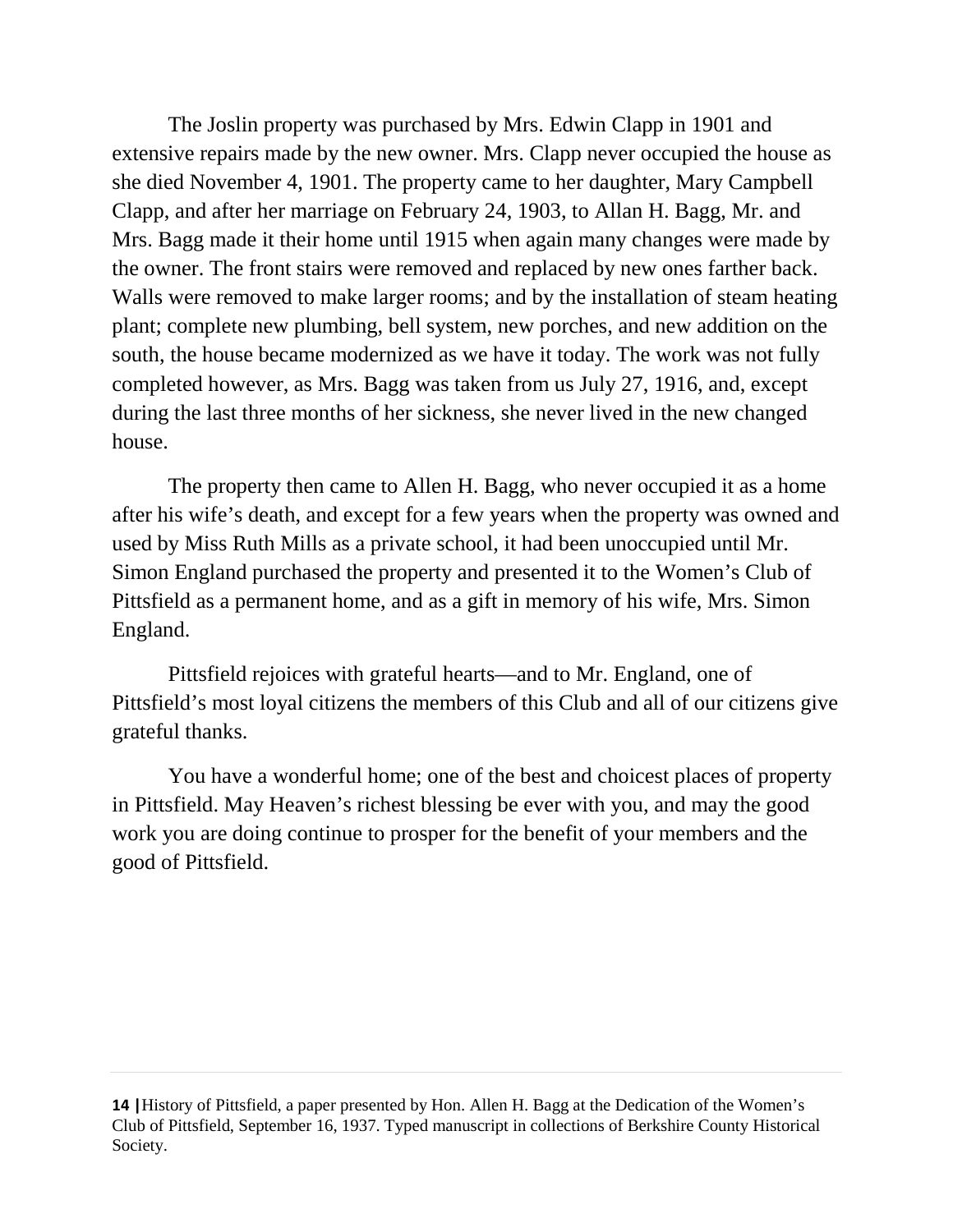The Joslin property was purchased by Mrs. Edwin Clapp in 1901 and extensive repairs made by the new owner. Mrs. Clapp never occupied the house as she died November 4, 1901. The property came to her daughter, Mary Campbell Clapp, and after her marriage on February 24, 1903, to Allan H. Bagg, Mr. and Mrs. Bagg made it their home until 1915 when again many changes were made by the owner. The front stairs were removed and replaced by new ones farther back. Walls were removed to make larger rooms; and by the installation of steam heating plant; complete new plumbing, bell system, new porches, and new addition on the south, the house became modernized as we have it today. The work was not fully completed however, as Mrs. Bagg was taken from us July 27, 1916, and, except during the last three months of her sickness, she never lived in the new changed house.

The property then came to Allen H. Bagg, who never occupied it as a home after his wife's death, and except for a few years when the property was owned and used by Miss Ruth Mills as a private school, it had been unoccupied until Mr. Simon England purchased the property and presented it to the Women's Club of Pittsfield as a permanent home, and as a gift in memory of his wife, Mrs. Simon England.

Pittsfield rejoices with grateful hearts—and to Mr. England, one of Pittsfield's most loyal citizens the members of this Club and all of our citizens give grateful thanks.

You have a wonderful home; one of the best and choicest places of property in Pittsfield. May Heaven's richest blessing be ever with you, and may the good work you are doing continue to prosper for the benefit of your members and the good of Pittsfield.

---

**14 |** History of Pittsfield, a paper presented by Hon. Allen H. Bagg at the Dedication of the Women's Club of Pittsfield, September 16, 1937. Typed manuscript in collections of Berkshire County Historical Society.